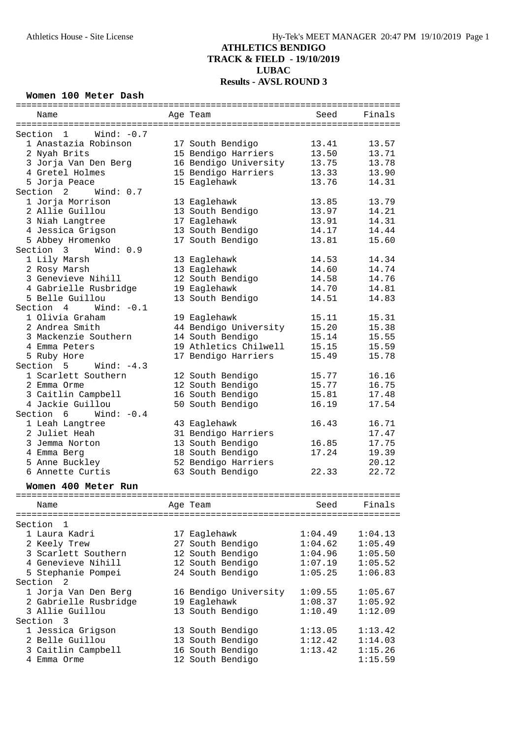# ATHLETICS BENDIGO
## TRACK & FIELD - 19/10/2019
## LUBAC
## Results - AVSL ROUND 3

### Women 100 Meter Dash

| Name | Age | Team | Seed | Finals |
|---|---|---|---|---|
| **Section 1 Wind: -0.7** | | | | |
| 1 Anastazia Robinson | 17 | South Bendigo | 13.41 | 13.57 |
| 2 Nyah Brits | 15 | Bendigo Harriers | 13.50 | 13.71 |
| 3 Jorja Van Den Berg | 16 | Bendigo University | 13.75 | 13.78 |
| 4 Gretel Holmes | 15 | Bendigo Harriers | 13.33 | 13.90 |
| 5 Jorja Peace | 15 | Eaglehawk | 13.76 | 14.31 |
| **Section 2 Wind: 0.7** | | | | |
| 1 Jorja Morrison | 13 | Eaglehawk | 13.85 | 13.79 |
| 2 Allie Guillou | 13 | South Bendigo | 13.97 | 14.21 |
| 3 Niah Langtree | 17 | Eaglehawk | 13.91 | 14.31 |
| 4 Jessica Grigson | 13 | South Bendigo | 14.17 | 14.44 |
| 5 Abbey Hromenko | 17 | South Bendigo | 13.81 | 15.60 |
| **Section 3 Wind: 0.9** | | | | |
| 1 Lily Marsh | 13 | Eaglehawk | 14.53 | 14.34 |
| 2 Rosy Marsh | 13 | Eaglehawk | 14.60 | 14.74 |
| 3 Genevieve Nihill | 12 | South Bendigo | 14.58 | 14.76 |
| 4 Gabrielle Rusbridge | 19 | Eaglehawk | 14.70 | 14.81 |
| 5 Belle Guillou | 13 | South Bendigo | 14.51 | 14.83 |
| **Section 4 Wind: -0.1** | | | | |
| 1 Olivia Graham | 19 | Eaglehawk | 15.11 | 15.31 |
| 2 Andrea Smith | 44 | Bendigo University | 15.20 | 15.38 |
| 3 Mackenzie Southern | 14 | South Bendigo | 15.14 | 15.55 |
| 4 Emma Peters | 19 | Athletics Chilwell | 15.15 | 15.59 |
| 5 Ruby Hore | 17 | Bendigo Harriers | 15.49 | 15.78 |
| **Section 5 Wind: -4.3** | | | | |
| 1 Scarlett Southern | 12 | South Bendigo | 15.77 | 16.16 |
| 2 Emma Orme | 12 | South Bendigo | 15.77 | 16.75 |
| 3 Caitlin Campbell | 16 | South Bendigo | 15.81 | 17.48 |
| 4 Jackie Guillou | 50 | South Bendigo | 16.19 | 17.54 |
| **Section 6 Wind: -0.4** | | | | |
| 1 Leah Langtree | 43 | Eaglehawk | 16.43 | 16.71 |
| 2 Juliet Heah | 31 | Bendigo Harriers | | 17.47 |
| 3 Jemma Norton | 13 | South Bendigo | 16.85 | 17.75 |
| 4 Emma Berg | 18 | South Bendigo | 17.24 | 19.39 |
| 5 Anne Buckley | 52 | Bendigo Harriers | | 20.12 |
| 6 Annette Curtis | 63 | South Bendigo | 22.33 | 22.72 |

### Women 400 Meter Run

| Name | Age | Team | Seed | Finals |
|---|---|---|---|---|
| **Section 1** | | | | |
| 1 Laura Kadri | 17 | Eaglehawk | 1:04.49 | 1:04.13 |
| 2 Keely Trew | 27 | South Bendigo | 1:04.62 | 1:05.49 |
| 3 Scarlett Southern | 12 | South Bendigo | 1:04.96 | 1:05.50 |
| 4 Genevieve Nihill | 12 | South Bendigo | 1:07.19 | 1:05.52 |
| 5 Stephanie Pompei | 24 | South Bendigo | 1:05.25 | 1:06.83 |
| **Section 2** | | | | |
| 1 Jorja Van Den Berg | 16 | Bendigo University | 1:09.55 | 1:05.67 |
| 2 Gabrielle Rusbridge | 19 | Eaglehawk | 1:08.37 | 1:05.92 |
| 3 Allie Guillou | 13 | South Bendigo | 1:10.49 | 1:12.09 |
| **Section 3** | | | | |
| 1 Jessica Grigson | 13 | South Bendigo | 1:13.05 | 1:13.42 |
| 2 Belle Guillou | 13 | South Bendigo | 1:12.42 | 1:14.03 |
| 3 Caitlin Campbell | 16 | South Bendigo | 1:13.42 | 1:15.26 |
| 4 Emma Orme | 12 | South Bendigo | | 1:15.59 |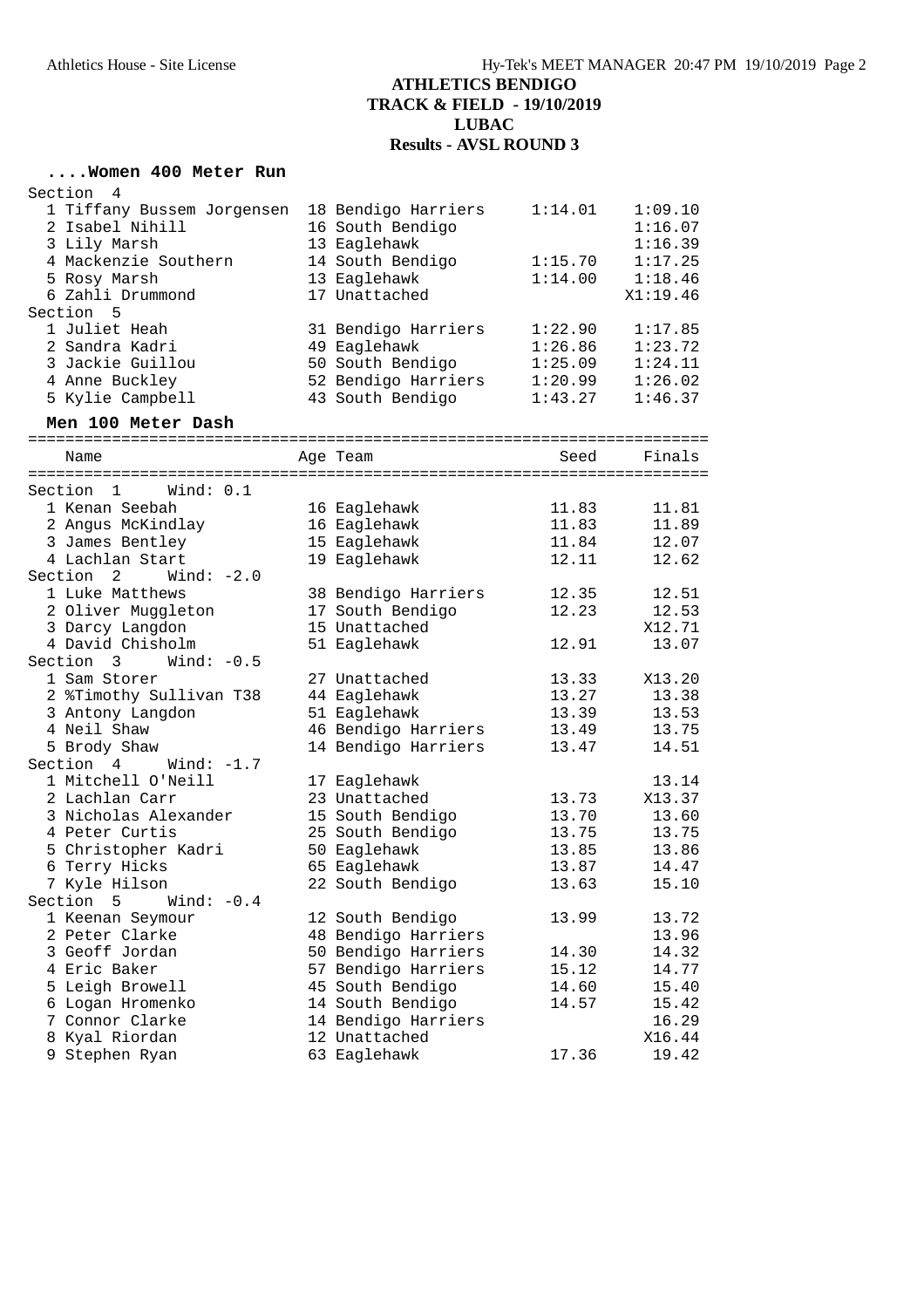# ATHLETICS BENDIGO
## TRACK & FIELD - 19/10/2019
## LUBAC
## Results - AVSL ROUND 3

### ....Women 400 Meter Run

**Section 4**

| | Name | Age | Team | Seed | Finals |
|---|---|---|---|---|---|
| 1 | Tiffany Bussem Jorgensen | 18 | Bendigo Harriers | 1:14.01 | 1:09.10 |
| 2 | Isabel Nihill | 16 | South Bendigo | | 1:16.07 |
| 3 | Lily Marsh | 13 | Eaglehawk | | 1:16.39 |
| 4 | Mackenzie Southern | 14 | South Bendigo | 1:15.70 | 1:17.25 |
| 5 | Rosy Marsh | 13 | Eaglehawk | 1:14.00 | 1:18.46 |
| 6 | Zahli Drummond | 17 | Unattached | | X1:19.46 |

**Section 5**

| | Name | Age | Team | Seed | Finals |
|---|---|---|---|---|---|
| 1 | Juliet Heah | 31 | Bendigo Harriers | 1:22.90 | 1:17.85 |
| 2 | Sandra Kadri | 49 | Eaglehawk | 1:26.86 | 1:23.72 |
| 3 | Jackie Guillou | 50 | South Bendigo | 1:25.09 | 1:24.11 |
| 4 | Anne Buckley | 52 | Bendigo Harriers | 1:20.99 | 1:26.02 |
| 5 | Kylie Campbell | 43 | South Bendigo | 1:43.27 | 1:46.37 |

### Men 100 Meter Dash

**Section 1 Wind: 0.1**

| | Name | Age | Team | Seed | Finals |
|---|---|---|---|---|---|
| 1 | Kenan Seebah | 16 | Eaglehawk | 11.83 | 11.81 |
| 2 | Angus McKindlay | 16 | Eaglehawk | 11.83 | 11.89 |
| 3 | James Bentley | 15 | Eaglehawk | 11.84 | 12.07 |
| 4 | Lachlan Start | 19 | Eaglehawk | 12.11 | 12.62 |

**Section 2 Wind: -2.0**

| | Name | Age | Team | Seed | Finals |
|---|---|---|---|---|---|
| 1 | Luke Matthews | 38 | Bendigo Harriers | 12.35 | 12.51 |
| 2 | Oliver Muggleton | 17 | South Bendigo | 12.23 | 12.53 |
| 3 | Darcy Langdon | 15 | Unattached | | X12.71 |
| 4 | David Chisholm | 51 | Eaglehawk | 12.91 | 13.07 |

**Section 3 Wind: -0.5**

| | Name | Age | Team | Seed | Finals |
|---|---|---|---|---|---|
| 1 | Sam Storer | 27 | Unattached | 13.33 | X13.20 |
| 2 | %Timothy Sullivan T38 | 44 | Eaglehawk | 13.27 | 13.38 |
| 3 | Antony Langdon | 51 | Eaglehawk | 13.39 | 13.53 |
| 4 | Neil Shaw | 46 | Bendigo Harriers | 13.49 | 13.75 |
| 5 | Brody Shaw | 14 | Bendigo Harriers | 13.47 | 14.51 |

**Section 4 Wind: -1.7**

| | Name | Age | Team | Seed | Finals |
|---|---|---|---|---|---|
| 1 | Mitchell O'Neill | 17 | Eaglehawk | | 13.14 |
| 2 | Lachlan Carr | 23 | Unattached | 13.73 | X13.37 |
| 3 | Nicholas Alexander | 15 | South Bendigo | 13.70 | 13.60 |
| 4 | Peter Curtis | 25 | South Bendigo | 13.75 | 13.75 |
| 5 | Christopher Kadri | 50 | Eaglehawk | 13.85 | 13.86 |
| 6 | Terry Hicks | 65 | Eaglehawk | 13.87 | 14.47 |
| 7 | Kyle Hilson | 22 | South Bendigo | 13.63 | 15.10 |

**Section 5 Wind: -0.4**

| | Name | Age | Team | Seed | Finals |
|---|---|---|---|---|---|
| 1 | Keenan Seymour | 12 | South Bendigo | 13.99 | 13.72 |
| 2 | Peter Clarke | 48 | Bendigo Harriers | | 13.96 |
| 3 | Geoff Jordan | 50 | Bendigo Harriers | 14.30 | 14.32 |
| 4 | Eric Baker | 57 | Bendigo Harriers | 15.12 | 14.77 |
| 5 | Leigh Browell | 45 | South Bendigo | 14.60 | 15.40 |
| 6 | Logan Hromenko | 14 | South Bendigo | 14.57 | 15.42 |
| 7 | Connor Clarke | 14 | Bendigo Harriers | | 16.29 |
| 8 | Kyal Riordan | 12 | Unattached | | X16.44 |
| 9 | Stephen Ryan | 63 | Eaglehawk | 17.36 | 19.42 |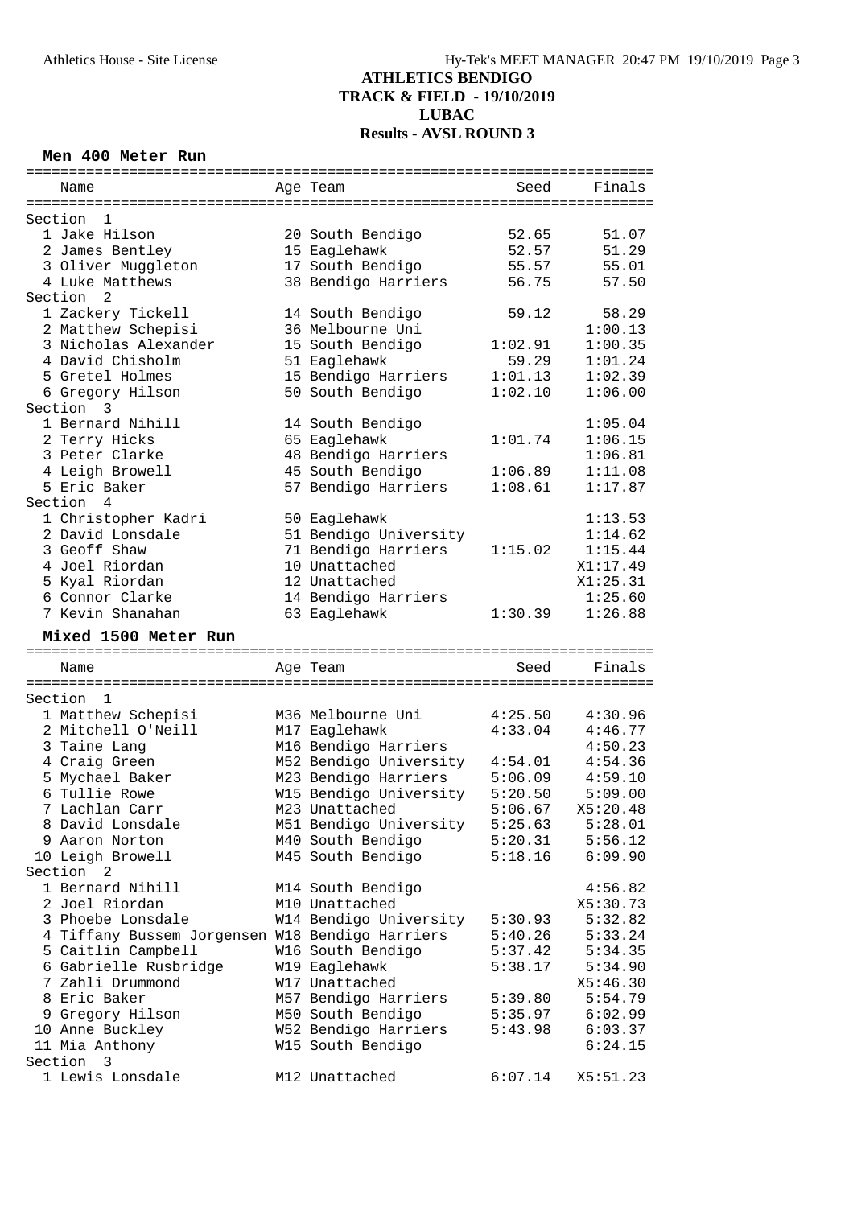# ATHLETICS BENDIGO
## TRACK & FIELD - 19/10/2019
## LUBAC
## Results - AVSL ROUND 3

### Men 400 Meter Run

| Name | Age | Team | Seed | Finals |
|---|---|---|---|---|
| **Section 1** | | | | |
| 1 Jake Hilson | 20 | South Bendigo | 52.65 | 51.07 |
| 2 James Bentley | 15 | Eaglehawk | 52.57 | 51.29 |
| 3 Oliver Muggleton | 17 | South Bendigo | 55.57 | 55.01 |
| 4 Luke Matthews | 38 | Bendigo Harriers | 56.75 | 57.50 |
| **Section 2** | | | | |
| 1 Zackery Tickell | 14 | South Bendigo | 59.12 | 58.29 |
| 2 Matthew Schepisi | 36 | Melbourne Uni | | 1:00.13 |
| 3 Nicholas Alexander | 15 | South Bendigo | 1:02.91 | 1:00.35 |
| 4 David Chisholm | 51 | Eaglehawk | 59.29 | 1:01.24 |
| 5 Gretel Holmes | 15 | Bendigo Harriers | 1:01.13 | 1:02.39 |
| 6 Gregory Hilson | 50 | South Bendigo | 1:02.10 | 1:06.00 |
| **Section 3** | | | | |
| 1 Bernard Nihill | 14 | South Bendigo | | 1:05.04 |
| 2 Terry Hicks | 65 | Eaglehawk | 1:01.74 | 1:06.15 |
| 3 Peter Clarke | 48 | Bendigo Harriers | | 1:06.81 |
| 4 Leigh Browell | 45 | South Bendigo | 1:06.89 | 1:11.08 |
| 5 Eric Baker | 57 | Bendigo Harriers | 1:08.61 | 1:17.87 |
| **Section 4** | | | | |
| 1 Christopher Kadri | 50 | Eaglehawk | | 1:13.53 |
| 2 David Lonsdale | 51 | Bendigo University | | 1:14.62 |
| 3 Geoff Shaw | 71 | Bendigo Harriers | 1:15.02 | 1:15.44 |
| 4 Joel Riordan | 10 | Unattached | | X1:17.49 |
| 5 Kyal Riordan | 12 | Unattached | | X1:25.31 |
| 6 Connor Clarke | 14 | Bendigo Harriers | | 1:25.60 |
| 7 Kevin Shanahan | 63 | Eaglehawk | 1:30.39 | 1:26.88 |

### Mixed 1500 Meter Run

| Name | Age | Team | Seed | Finals |
|---|---|---|---|---|
| **Section 1** | | | | |
| 1 Matthew Schepisi | M36 | Melbourne Uni | 4:25.50 | 4:30.96 |
| 2 Mitchell O'Neill | M17 | Eaglehawk | 4:33.04 | 4:46.77 |
| 3 Taine Lang | M16 | Bendigo Harriers | | 4:50.23 |
| 4 Craig Green | M52 | Bendigo University | 4:54.01 | 4:54.36 |
| 5 Mychael Baker | M23 | Bendigo Harriers | 5:06.09 | 4:59.10 |
| 6 Tullie Rowe | W15 | Bendigo University | 5:20.50 | 5:09.00 |
| 7 Lachlan Carr | M23 | Unattached | 5:06.67 | X5:20.48 |
| 8 David Lonsdale | M51 | Bendigo University | 5:25.63 | 5:28.01 |
| 9 Aaron Norton | M40 | South Bendigo | 5:20.31 | 5:56.12 |
| 10 Leigh Browell | M45 | South Bendigo | 5:18.16 | 6:09.90 |
| **Section 2** | | | | |
| 1 Bernard Nihill | M14 | South Bendigo | | 4:56.82 |
| 2 Joel Riordan | M10 | Unattached | | X5:30.73 |
| 3 Phoebe Lonsdale | W14 | Bendigo University | 5:30.93 | 5:32.82 |
| 4 Tiffany Bussem Jorgensen | W18 | Bendigo Harriers | 5:40.26 | 5:33.24 |
| 5 Caitlin Campbell | W16 | South Bendigo | 5:37.42 | 5:34.35 |
| 6 Gabrielle Rusbridge | W19 | Eaglehawk | 5:38.17 | 5:34.90 |
| 7 Zahli Drummond | W17 | Unattached | | X5:46.30 |
| 8 Eric Baker | M57 | Bendigo Harriers | 5:39.80 | 5:54.79 |
| 9 Gregory Hilson | M50 | South Bendigo | 5:35.97 | 6:02.99 |
| 10 Anne Buckley | W52 | Bendigo Harriers | 5:43.98 | 6:03.37 |
| 11 Mia Anthony | W15 | South Bendigo | | 6:24.15 |
| **Section 3** | | | | |
| 1 Lewis Lonsdale | M12 | Unattached | 6:07.14 | X5:51.23 |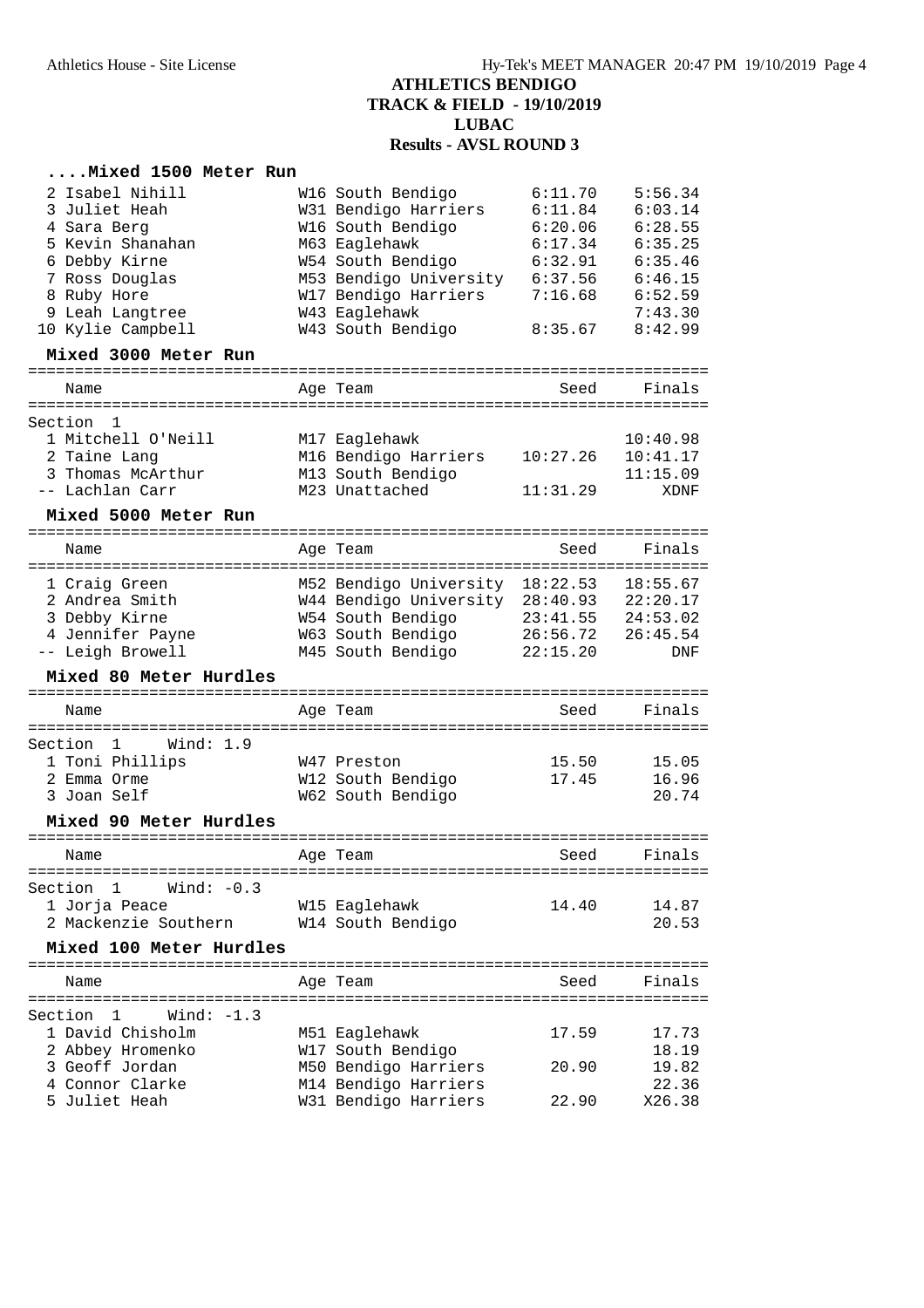## ATHLETICS BENDIGO
## TRACK & FIELD - 19/10/2019
## LUBAC
## Results - AVSL ROUND 3

### ....Mixed 1500 Meter Run

| Place | Name | Age | Team | Seed | Finals |
|---|---|---|---|---|---|
| 2 | Isabel Nihill | W16 | South Bendigo | 6:11.70 | 5:56.34 |
| 3 | Juliet Heah | W31 | Bendigo Harriers | 6:11.84 | 6:03.14 |
| 4 | Sara Berg | W16 | South Bendigo | 6:20.06 | 6:28.55 |
| 5 | Kevin Shanahan | M63 | Eaglehawk | 6:17.34 | 6:35.25 |
| 6 | Debby Kirne | W54 | South Bendigo | 6:32.91 | 6:35.46 |
| 7 | Ross Douglas | M53 | Bendigo University | 6:37.56 | 6:46.15 |
| 8 | Ruby Hore | W17 | Bendigo Harriers | 7:16.68 | 6:52.59 |
| 9 | Leah Langtree | W43 | Eaglehawk | | 7:43.30 |
| 10 | Kylie Campbell | W43 | South Bendigo | 8:35.67 | 8:42.99 |

### Mixed 3000 Meter Run

| Place | Name | Age | Team | Seed | Finals |
|---|---|---|---|---|---|
| Section 1 | | | | | |
| 1 | Mitchell O'Neill | M17 | Eaglehawk | | 10:40.98 |
| 2 | Taine Lang | M16 | Bendigo Harriers | 10:27.26 | 10:41.17 |
| 3 | Thomas McArthur | M13 | South Bendigo | | 11:15.09 |
| -- | Lachlan Carr | M23 | Unattached | 11:31.29 | XDNF |

### Mixed 5000 Meter Run

| Place | Name | Age | Team | Seed | Finals |
|---|---|---|---|---|---|
| 1 | Craig Green | M52 | Bendigo University | 18:22.53 | 18:55.67 |
| 2 | Andrea Smith | W44 | Bendigo University | 28:40.93 | 22:20.17 |
| 3 | Debby Kirne | W54 | South Bendigo | 23:41.55 | 24:53.02 |
| 4 | Jennifer Payne | W63 | South Bendigo | 26:56.72 | 26:45.54 |
| -- | Leigh Browell | M45 | South Bendigo | 22:15.20 | DNF |

### Mixed 80 Meter Hurdles

| Place | Name | Age | Team | Seed | Finals |
|---|---|---|---|---|---|
| Section 1 Wind: 1.9 | | | | | |
| 1 | Toni Phillips | W47 | Preston | 15.50 | 15.05 |
| 2 | Emma Orme | W12 | South Bendigo | 17.45 | 16.96 |
| 3 | Joan Self | W62 | South Bendigo | | 20.74 |

### Mixed 90 Meter Hurdles

| Place | Name | Age | Team | Seed | Finals |
|---|---|---|---|---|---|
| Section 1 Wind: -0.3 | | | | | |
| 1 | Jorja Peace | W15 | Eaglehawk | 14.40 | 14.87 |
| 2 | Mackenzie Southern | W14 | South Bendigo | | 20.53 |

### Mixed 100 Meter Hurdles

| Place | Name | Age | Team | Seed | Finals |
|---|---|---|---|---|---|
| Section 1 Wind: -1.3 | | | | | |
| 1 | David Chisholm | M51 | Eaglehawk | 17.59 | 17.73 |
| 2 | Abbey Hromenko | W17 | South Bendigo | | 18.19 |
| 3 | Geoff Jordan | M50 | Bendigo Harriers | 20.90 | 19.82 |
| 4 | Connor Clarke | M14 | Bendigo Harriers | | 22.36 |
| 5 | Juliet Heah | W31 | Bendigo Harriers | 22.90 | X26.38 |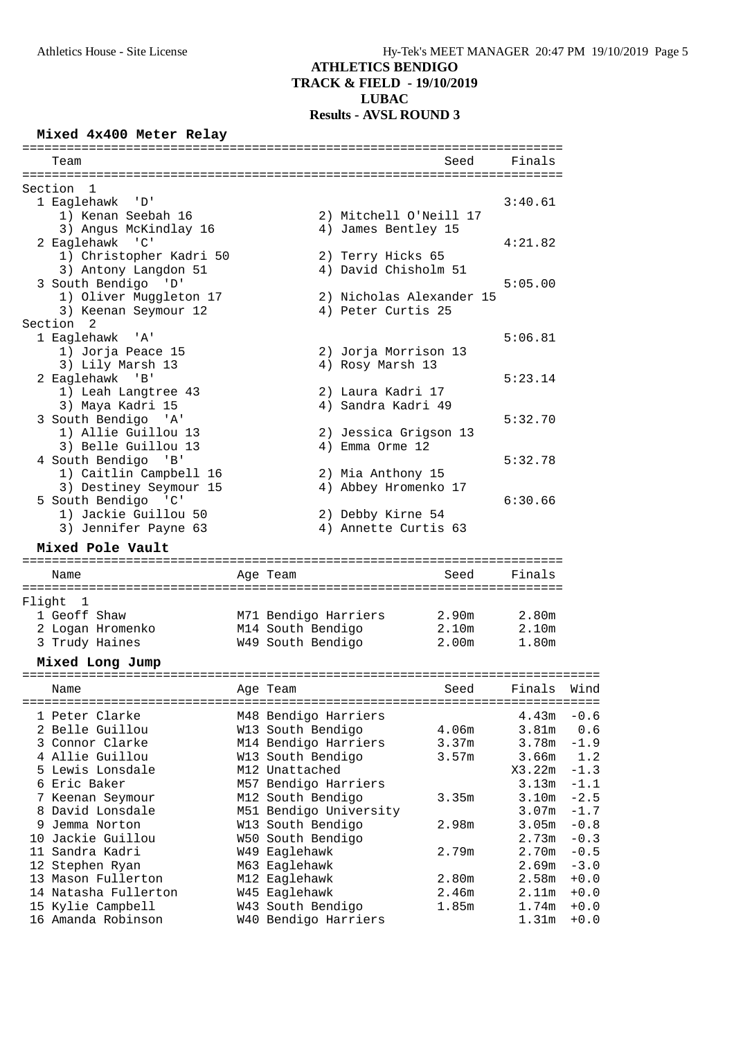# ATHLETICS BENDIGO
## TRACK & FIELD - 19/10/2019
## LUBAC
## Results - AVSL ROUND 3

### Mixed 4x400 Meter Relay

| Team | Seed | Finals |
|---|---|---|
| **Section 1** | | |
| 1 Eaglehawk 'D' | | 3:40.61 |
| 1) Kenan Seebah 16; 2) Mitchell O'Neill 17; 3) Angus McKindlay 16; 4) James Bentley 15 | | |
| 2 Eaglehawk 'C' | | 4:21.82 |
| 1) Christopher Kadri 50; 2) Terry Hicks 65; 3) Antony Langdon 51; 4) David Chisholm 51 | | |
| 3 South Bendigo 'D' | | 5:05.00 |
| 1) Oliver Muggleton 17; 2) Nicholas Alexander 15; 3) Keenan Seymour 12; 4) Peter Curtis 25 | | |
| **Section 2** | | |
| 1 Eaglehawk 'A' | | 5:06.81 |
| 1) Jorja Peace 15; 2) Jorja Morrison 13; 3) Lily Marsh 13; 4) Rosy Marsh 13 | | |
| 2 Eaglehawk 'B' | | 5:23.14 |
| 1) Leah Langtree 43; 2) Laura Kadri 17; 3) Maya Kadri 15; 4) Sandra Kadri 49 | | |
| 3 South Bendigo 'A' | | 5:32.70 |
| 1) Allie Guillou 13; 2) Jessica Grigson 13; 3) Belle Guillou 13; 4) Emma Orme 12 | | |
| 4 South Bendigo 'B' | | 5:32.78 |
| 1) Caitlin Campbell 16; 2) Mia Anthony 15; 3) Destiney Seymour 15; 4) Abbey Hromenko 17 | | |
| 5 South Bendigo 'C' | | 6:30.66 |
| 1) Jackie Guillou 50; 2) Debby Kirne 54; 3) Jennifer Payne 63; 4) Annette Curtis 63 | | |

### Mixed Pole Vault

| Name | Age | Team | Seed | Finals |
|---|---|---|---|---|
| **Flight 1** | | | | |
| 1 Geoff Shaw | M71 | Bendigo Harriers | 2.90m | 2.80m |
| 2 Logan Hromenko | M14 | South Bendigo | 2.10m | 2.10m |
| 3 Trudy Haines | W49 | South Bendigo | 2.00m | 1.80m |

### Mixed Long Jump

| Name | Age | Team | Seed | Finals | Wind |
|---|---|---|---|---|---|
| 1 Peter Clarke | M48 | Bendigo Harriers | | 4.43m | -0.6 |
| 2 Belle Guillou | W13 | South Bendigo | 4.06m | 3.81m | 0.6 |
| 3 Connor Clarke | M14 | Bendigo Harriers | 3.37m | 3.78m | -1.9 |
| 4 Allie Guillou | W13 | South Bendigo | 3.57m | 3.66m | 1.2 |
| 5 Lewis Lonsdale | M12 | Unattached | | X3.22m | -1.3 |
| 6 Eric Baker | M57 | Bendigo Harriers | | 3.13m | -1.1 |
| 7 Keenan Seymour | M12 | South Bendigo | 3.35m | 3.10m | -2.5 |
| 8 David Lonsdale | M51 | Bendigo University | | 3.07m | -1.7 |
| 9 Jemma Norton | W13 | South Bendigo | 2.98m | 3.05m | -0.8 |
| 10 Jackie Guillou | W50 | South Bendigo | | 2.73m | -0.3 |
| 11 Sandra Kadri | W49 | Eaglehawk | 2.79m | 2.70m | -0.5 |
| 12 Stephen Ryan | M63 | Eaglehawk | | 2.69m | -3.0 |
| 13 Mason Fullerton | M12 | Eaglehawk | 2.80m | 2.58m | +0.0 |
| 14 Natasha Fullerton | W45 | Eaglehawk | 2.46m | 2.11m | +0.0 |
| 15 Kylie Campbell | W43 | South Bendigo | 1.85m | 1.74m | +0.0 |
| 16 Amanda Robinson | W40 | Bendigo Harriers | | 1.31m | +0.0 |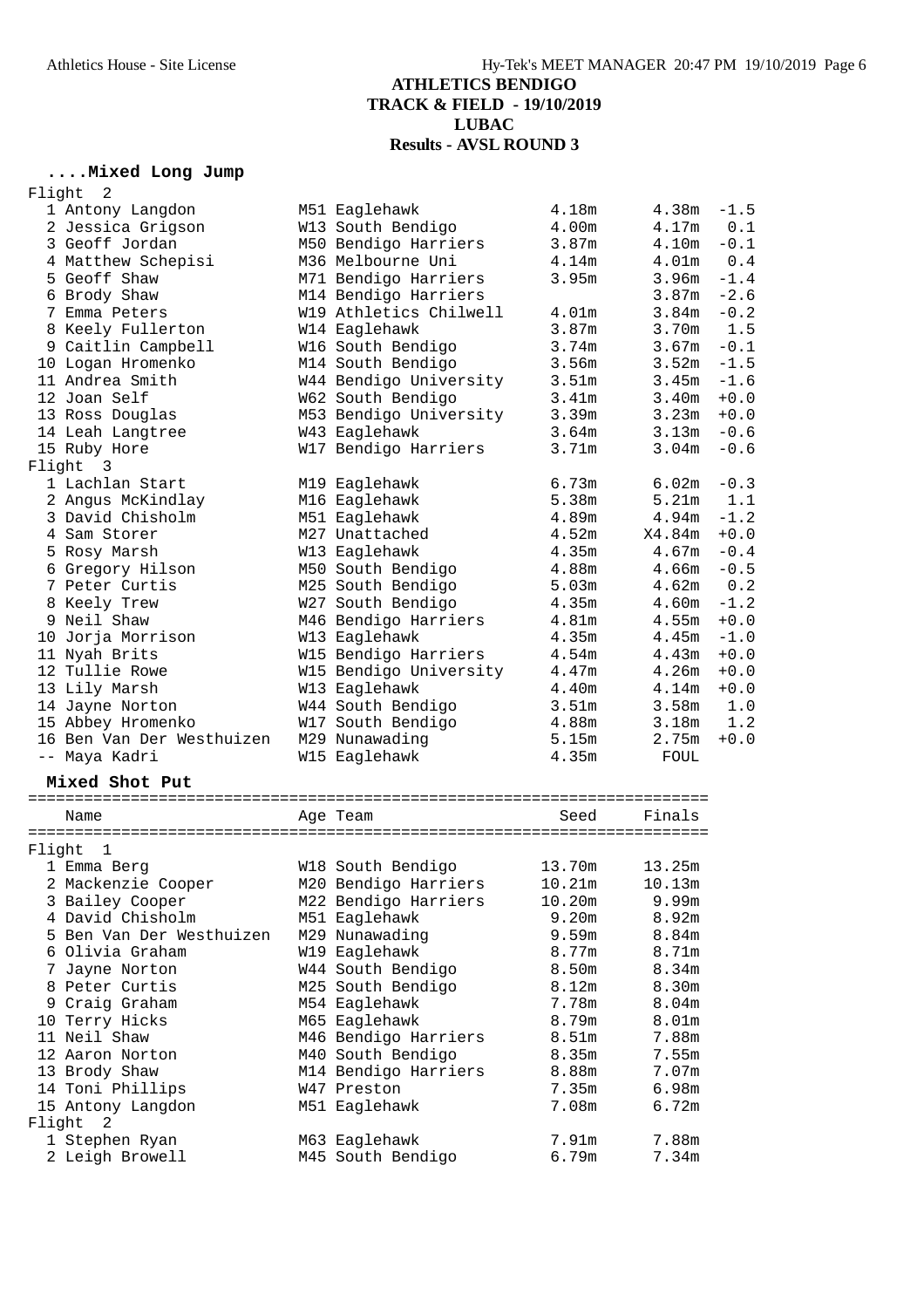# ATHLETICS BENDIGO
## TRACK & FIELD - 19/10/2019
## LUBAC
## Results - AVSL ROUND 3

### ....Mixed Long Jump

| Place | Name | Age | Team | Seed | Finals | Wind |
|---|---|---|---|---|---|---|
| **Flight 2** | | | | | | |
| 1 | Antony Langdon | M51 | Eaglehawk | 4.18m | 4.38m | -1.5 |
| 2 | Jessica Grigson | W13 | South Bendigo | 4.00m | 4.17m | 0.1 |
| 3 | Geoff Jordan | M50 | Bendigo Harriers | 3.87m | 4.10m | -0.1 |
| 4 | Matthew Schepisi | M36 | Melbourne Uni | 4.14m | 4.01m | 0.4 |
| 5 | Geoff Shaw | M71 | Bendigo Harriers | 3.95m | 3.96m | -1.4 |
| 6 | Brody Shaw | M14 | Bendigo Harriers | | 3.87m | -2.6 |
| 7 | Emma Peters | W19 | Athletics Chilwell | 4.01m | 3.84m | -0.2 |
| 8 | Keely Fullerton | W14 | Eaglehawk | 3.87m | 3.70m | 1.5 |
| 9 | Caitlin Campbell | W16 | South Bendigo | 3.74m | 3.67m | -0.1 |
| 10 | Logan Hromenko | M14 | South Bendigo | 3.56m | 3.52m | -1.5 |
| 11 | Andrea Smith | W44 | Bendigo University | 3.51m | 3.45m | -1.6 |
| 12 | Joan Self | W62 | South Bendigo | 3.41m | 3.40m | +0.0 |
| 13 | Ross Douglas | M53 | Bendigo University | 3.39m | 3.23m | +0.0 |
| 14 | Leah Langtree | W43 | Eaglehawk | 3.64m | 3.13m | -0.6 |
| 15 | Ruby Hore | W17 | Bendigo Harriers | 3.71m | 3.04m | -0.6 |
| **Flight 3** | | | | | | |
| 1 | Lachlan Start | M19 | Eaglehawk | 6.73m | 6.02m | -0.3 |
| 2 | Angus McKindlay | M16 | Eaglehawk | 5.38m | 5.21m | 1.1 |
| 3 | David Chisholm | M51 | Eaglehawk | 4.89m | 4.94m | -1.2 |
| 4 | Sam Storer | M27 | Unattached | 4.52m | X4.84m | +0.0 |
| 5 | Rosy Marsh | W13 | Eaglehawk | 4.35m | 4.67m | -0.4 |
| 6 | Gregory Hilson | M50 | South Bendigo | 4.88m | 4.66m | -0.5 |
| 7 | Peter Curtis | M25 | South Bendigo | 5.03m | 4.62m | 0.2 |
| 8 | Keely Trew | W27 | South Bendigo | 4.35m | 4.60m | -1.2 |
| 9 | Neil Shaw | M46 | Bendigo Harriers | 4.81m | 4.55m | +0.0 |
| 10 | Jorja Morrison | W13 | Eaglehawk | 4.35m | 4.45m | -1.0 |
| 11 | Nyah Brits | W15 | Bendigo Harriers | 4.54m | 4.43m | +0.0 |
| 12 | Tullie Rowe | W15 | Bendigo University | 4.47m | 4.26m | +0.0 |
| 13 | Lily Marsh | W13 | Eaglehawk | 4.40m | 4.14m | +0.0 |
| 14 | Jayne Norton | W44 | South Bendigo | 3.51m | 3.58m | 1.0 |
| 15 | Abbey Hromenko | W17 | South Bendigo | 4.88m | 3.18m | 1.2 |
| 16 | Ben Van Der Westhuizen | M29 | Nunawading | 5.15m | 2.75m | +0.0 |
| -- | Maya Kadri | W15 | Eaglehawk | 4.35m | FOUL | |

### Mixed Shot Put

| Place | Name | Age | Team | Seed | Finals |
|---|---|---|---|---|---|
| **Flight 1** | | | | | |
| 1 | Emma Berg | W18 | South Bendigo | 13.70m | 13.25m |
| 2 | Mackenzie Cooper | M20 | Bendigo Harriers | 10.21m | 10.13m |
| 3 | Bailey Cooper | M22 | Bendigo Harriers | 10.20m | 9.99m |
| 4 | David Chisholm | M51 | Eaglehawk | 9.20m | 8.92m |
| 5 | Ben Van Der Westhuizen | M29 | Nunawading | 9.59m | 8.84m |
| 6 | Olivia Graham | W19 | Eaglehawk | 8.77m | 8.71m |
| 7 | Jayne Norton | W44 | South Bendigo | 8.50m | 8.34m |
| 8 | Peter Curtis | M25 | South Bendigo | 8.12m | 8.30m |
| 9 | Craig Graham | M54 | Eaglehawk | 7.78m | 8.04m |
| 10 | Terry Hicks | M65 | Eaglehawk | 8.79m | 8.01m |
| 11 | Neil Shaw | M46 | Bendigo Harriers | 8.51m | 7.88m |
| 12 | Aaron Norton | M40 | South Bendigo | 8.35m | 7.55m |
| 13 | Brody Shaw | M14 | Bendigo Harriers | 8.88m | 7.07m |
| 14 | Toni Phillips | W47 | Preston | 7.35m | 6.98m |
| 15 | Antony Langdon | M51 | Eaglehawk | 7.08m | 6.72m |
| **Flight 2** | | | | | |
| 1 | Stephen Ryan | M63 | Eaglehawk | 7.91m | 7.88m |
| 2 | Leigh Browell | M45 | South Bendigo | 6.79m | 7.34m |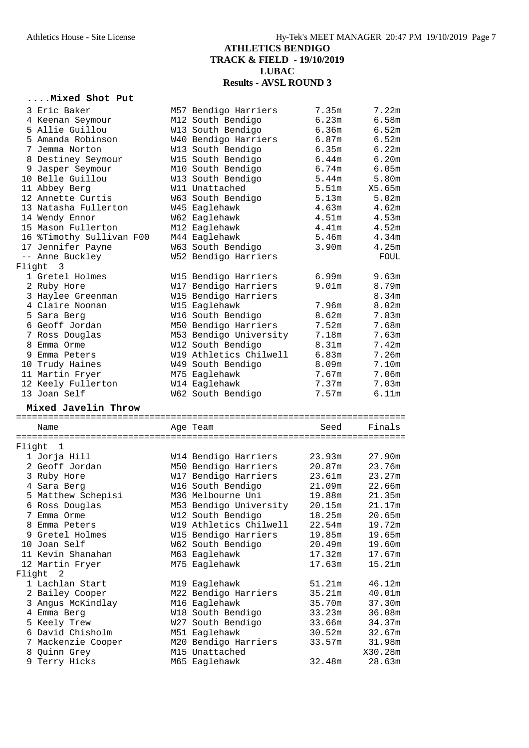# ATHLETICS BENDIGO
## TRACK & FIELD - 19/10/2019
## LUBAC
## Results - AVSL ROUND 3

### ....Mixed Shot Put

| Place | Name | Age Team | Seed | Finals |
|---|---|---|---|---|
| 3 | Eric Baker | M57 Bendigo Harriers | 7.35m | 7.22m |
| 4 | Keenan Seymour | M12 South Bendigo | 6.23m | 6.58m |
| 5 | Allie Guillou | W13 South Bendigo | 6.36m | 6.52m |
| 5 | Amanda Robinson | W40 Bendigo Harriers | 6.87m | 6.52m |
| 7 | Jemma Norton | W13 South Bendigo | 6.35m | 6.22m |
| 8 | Destiney Seymour | W15 South Bendigo | 6.44m | 6.20m |
| 9 | Jasper Seymour | M10 South Bendigo | 6.74m | 6.05m |
| 10 | Belle Guillou | W13 South Bendigo | 5.44m | 5.80m |
| 11 | Abbey Berg | W11 Unattached | 5.51m | X5.65m |
| 12 | Annette Curtis | W63 South Bendigo | 5.13m | 5.02m |
| 13 | Natasha Fullerton | W45 Eaglehawk | 4.63m | 4.62m |
| 14 | Wendy Ennor | W62 Eaglehawk | 4.51m | 4.53m |
| 15 | Mason Fullerton | M12 Eaglehawk | 4.41m | 4.52m |
| 16 | %Timothy Sullivan F00 | M44 Eaglehawk | 5.46m | 4.34m |
| 17 | Jennifer Payne | W63 South Bendigo | 3.90m | 4.25m |
| -- | Anne Buckley | W52 Bendigo Harriers | | FOUL |
| **Flight 3** | | | | |
| 1 | Gretel Holmes | W15 Bendigo Harriers | 6.99m | 9.63m |
| 2 | Ruby Hore | W17 Bendigo Harriers | 9.01m | 8.79m |
| 3 | Haylee Greenman | W15 Bendigo Harriers | | 8.34m |
| 4 | Claire Noonan | W15 Eaglehawk | 7.96m | 8.02m |
| 5 | Sara Berg | W16 South Bendigo | 8.62m | 7.83m |
| 6 | Geoff Jordan | M50 Bendigo Harriers | 7.52m | 7.68m |
| 7 | Ross Douglas | M53 Bendigo University | 7.18m | 7.63m |
| 8 | Emma Orme | W12 South Bendigo | 8.31m | 7.42m |
| 9 | Emma Peters | W19 Athletics Chilwell | 6.83m | 7.26m |
| 10 | Trudy Haines | W49 South Bendigo | 8.09m | 7.10m |
| 11 | Martin Fryer | M75 Eaglehawk | 7.67m | 7.06m |
| 12 | Keely Fullerton | W14 Eaglehawk | 7.37m | 7.03m |
| 13 | Joan Self | W62 South Bendigo | 7.57m | 6.11m |

### Mixed Javelin Throw

| Place | Name | Age Team | Seed | Finals |
|---|---|---|---|---|
| **Flight 1** | | | | |
| 1 | Jorja Hill | W14 Bendigo Harriers | 23.93m | 27.90m |
| 2 | Geoff Jordan | M50 Bendigo Harriers | 20.87m | 23.76m |
| 3 | Ruby Hore | W17 Bendigo Harriers | 23.61m | 23.27m |
| 4 | Sara Berg | W16 South Bendigo | 21.09m | 22.66m |
| 5 | Matthew Schepisi | M36 Melbourne Uni | 19.88m | 21.35m |
| 6 | Ross Douglas | M53 Bendigo University | 20.15m | 21.17m |
| 7 | Emma Orme | W12 South Bendigo | 18.25m | 20.65m |
| 8 | Emma Peters | W19 Athletics Chilwell | 22.54m | 19.72m |
| 9 | Gretel Holmes | W15 Bendigo Harriers | 19.85m | 19.65m |
| 10 | Joan Self | W62 South Bendigo | 20.49m | 19.60m |
| 11 | Kevin Shanahan | M63 Eaglehawk | 17.32m | 17.67m |
| 12 | Martin Fryer | M75 Eaglehawk | 17.63m | 15.21m |
| **Flight 2** | | | | |
| 1 | Lachlan Start | M19 Eaglehawk | 51.21m | 46.12m |
| 2 | Bailey Cooper | M22 Bendigo Harriers | 35.21m | 40.01m |
| 3 | Angus McKindlay | M16 Eaglehawk | 35.70m | 37.30m |
| 4 | Emma Berg | W18 South Bendigo | 33.23m | 36.08m |
| 5 | Keely Trew | W27 South Bendigo | 33.66m | 34.37m |
| 6 | David Chisholm | M51 Eaglehawk | 30.52m | 32.67m |
| 7 | Mackenzie Cooper | M20 Bendigo Harriers | 33.57m | 31.98m |
| 8 | Quinn Grey | M15 Unattached | | X30.28m |
| 9 | Terry Hicks | M65 Eaglehawk | 32.48m | 28.63m |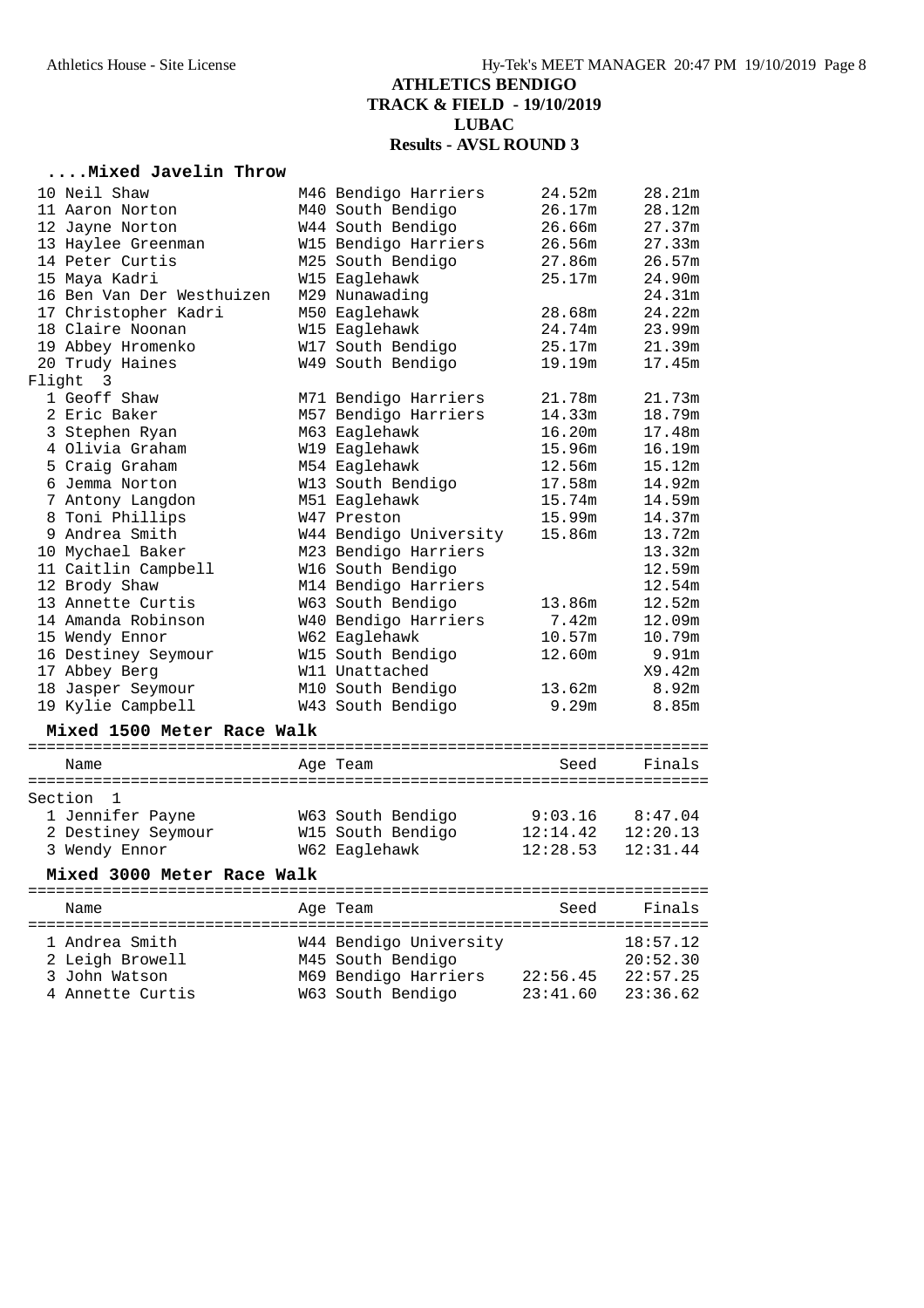# ATHLETICS BENDIGO
## TRACK & FIELD - 19/10/2019
## LUBAC
## Results - AVSL ROUND 3

### ....Mixed Javelin Throw

| | Name | Age | Team | Seed | Finals |
|---|---|---|---|---|---|
| 10 | Neil Shaw | M46 | Bendigo Harriers | 24.52m | 28.21m |
| 11 | Aaron Norton | M40 | South Bendigo | 26.17m | 28.12m |
| 12 | Jayne Norton | W44 | South Bendigo | 26.66m | 27.37m |
| 13 | Haylee Greenman | W15 | Bendigo Harriers | 26.56m | 27.33m |
| 14 | Peter Curtis | M25 | South Bendigo | 27.86m | 26.57m |
| 15 | Maya Kadri | W15 | Eaglehawk | 25.17m | 24.90m |
| 16 | Ben Van Der Westhuizen | M29 | Nunawading | | 24.31m |
| 17 | Christopher Kadri | M50 | Eaglehawk | 28.68m | 24.22m |
| 18 | Claire Noonan | W15 | Eaglehawk | 24.74m | 23.99m |
| 19 | Abbey Hromenko | W17 | South Bendigo | 25.17m | 21.39m |
| 20 | Trudy Haines | W49 | South Bendigo | 19.19m | 17.45m |
| Flight 3 | | | | | |
| 1 | Geoff Shaw | M71 | Bendigo Harriers | 21.78m | 21.73m |
| 2 | Eric Baker | M57 | Bendigo Harriers | 14.33m | 18.79m |
| 3 | Stephen Ryan | M63 | Eaglehawk | 16.20m | 17.48m |
| 4 | Olivia Graham | W19 | Eaglehawk | 15.96m | 16.19m |
| 5 | Craig Graham | M54 | Eaglehawk | 12.56m | 15.12m |
| 6 | Jemma Norton | W13 | South Bendigo | 17.58m | 14.92m |
| 7 | Antony Langdon | M51 | Eaglehawk | 15.74m | 14.59m |
| 8 | Toni Phillips | W47 | Preston | 15.99m | 14.37m |
| 9 | Andrea Smith | W44 | Bendigo University | 15.86m | 13.72m |
| 10 | Mychael Baker | M23 | Bendigo Harriers | | 13.32m |
| 11 | Caitlin Campbell | W16 | South Bendigo | | 12.59m |
| 12 | Brody Shaw | M14 | Bendigo Harriers | | 12.54m |
| 13 | Annette Curtis | W63 | South Bendigo | 13.86m | 12.52m |
| 14 | Amanda Robinson | W40 | Bendigo Harriers | 7.42m | 12.09m |
| 15 | Wendy Ennor | W62 | Eaglehawk | 10.57m | 10.79m |
| 16 | Destiney Seymour | W15 | South Bendigo | 12.60m | 9.91m |
| 17 | Abbey Berg | W11 | Unattached | | X9.42m |
| 18 | Jasper Seymour | M10 | South Bendigo | 13.62m | 8.92m |
| 19 | Kylie Campbell | W43 | South Bendigo | 9.29m | 8.85m |

### Mixed 1500 Meter Race Walk

| | Name | Age | Team | Seed | Finals |
|---|---|---|---|---|---|
| Section 1 | | | | | |
| 1 | Jennifer Payne | W63 | South Bendigo | 9:03.16 | 8:47.04 |
| 2 | Destiney Seymour | W15 | South Bendigo | 12:14.42 | 12:20.13 |
| 3 | Wendy Ennor | W62 | Eaglehawk | 12:28.53 | 12:31.44 |

### Mixed 3000 Meter Race Walk

| | Name | Age | Team | Seed | Finals |
|---|---|---|---|---|---|
| 1 | Andrea Smith | W44 | Bendigo University | | 18:57.12 |
| 2 | Leigh Browell | M45 | South Bendigo | | 20:52.30 |
| 3 | John Watson | M69 | Bendigo Harriers | 22:56.45 | 22:57.25 |
| 4 | Annette Curtis | W63 | South Bendigo | 23:41.60 | 23:36.62 |